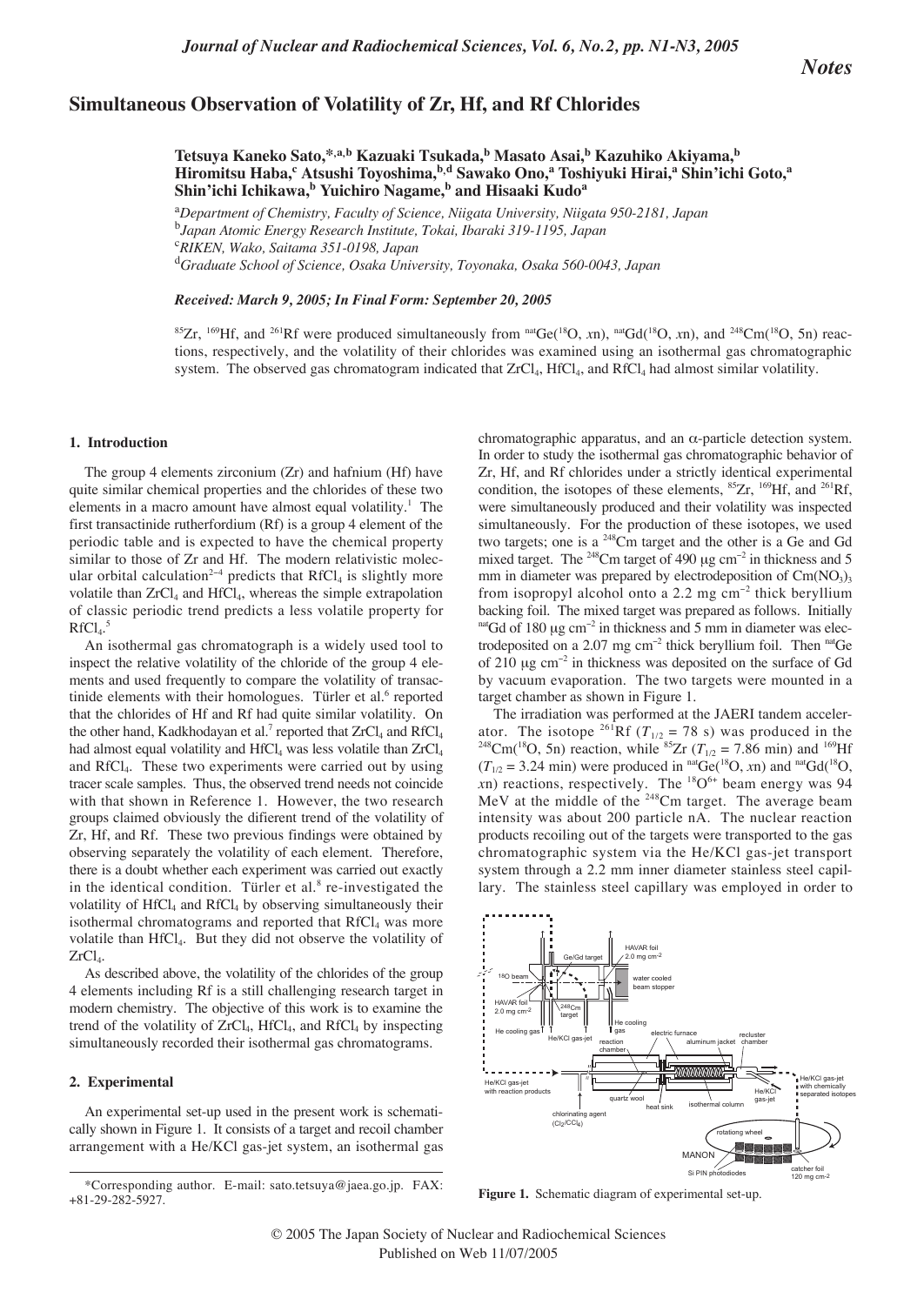*Notes*

# Simultaneous Observation of Volatility of Zr, Hf, and Rf Chlorides

**Tetsuya Kaneko Sato,\*[a,b] Kazuaki Tsukada,[b] Masato Asai,[b] Kazuhiko Akiyama,[b] Hiromitsu Haba,[c] Atsushi Toyoshima,[b,d] Sawako Ono,[a] Toshiyuki Hirai,[a] Shin'ichi Goto,[a] Shin'ichi Ichikawa,[b] Yuichiro Nagame,[b] and Hisaaki Kudo[a]**

[a]*Department of Chemistry, Faculty of Science, Niigata University, Niigata 950-2181, Japan*
[b]*Japan Atomic Energy Research Institute, Tokai, Ibaraki 319-1195, Japan*
[c]*RIKEN, Wako, Saitama 351-0198, Japan*
[d]*Graduate School of Science, Osaka University, Toyonaka, Osaka 560-0043, Japan*

***Received: March 9, 2005; In Final Form: September 20, 2005***

$^{85}$Zr, $^{169}$Hf, and $^{261}$Rf were produced simultaneously from $^{nat}$Ge($^{18}$O, *x*n), $^{nat}$Gd($^{18}$O, *x*n), and $^{248}$Cm($^{18}$O, 5n) reactions, respectively, and the volatility of their chlorides was examined using an isothermal gas chromatographic system. The observed gas chromatogram indicated that $ZrCl_4$, $HfCl_4$, and $RfCl_4$ had almost similar volatility.

## 1. Introduction

The group 4 elements zirconium (Zr) and hafnium (Hf) have quite similar chemical properties and the chlorides of these two elements in a macro amount have almost equal volatility.[1] The first transactinide rutherfordium (Rf) is a group 4 element of the periodic table and is expected to have the chemical property similar to those of Zr and Hf. The modern relativistic molecular orbital calculation[2–4] predicts that $RfCl_4$ is slightly more volatile than $ZrCl_4$ and $HfCl_4$, whereas the simple extrapolation of classic periodic trend predicts a less volatile property for $RfCl_4$.[5]

An isothermal gas chromatograph is a widely used tool to inspect the relative volatility of the chloride of the group 4 elements and used frequently to compare the volatility of transactinide elements with their homologues. Türler et al.[6] reported that the chlorides of Hf and Rf had quite similar volatility. On the other hand, Kadkhodayan et al.[7] reported that $ZrCl_4$ and $RfCl_4$ had almost equal volatility and $HfCl_4$ was less volatile than $ZrCl_4$ and $RfCl_4$. These two experiments were carried out by using tracer scale samples. Thus, the observed trend needs not coincide with that shown in Reference 1. However, the two research groups claimed obviously the diferient trend of the volatility of Zr, Hf, and Rf. These two previous findings were obtained by observing separately the volatility of each element. Therefore, there is a doubt whether each experiment was carried out exactly in the identical condition. Türler et al.[8] re-investigated the volatility of $HfCl_4$ and $RfCl_4$ by observing simultaneously their isothermal chromatograms and reported that $RfCl_4$ was more volatile than $HfCl_4$. But they did not observe the volatility of $ZrCl_4$.

As described above, the volatility of the chlorides of the group 4 elements including Rf is a still challenging research target in modern chemistry. The objective of this work is to examine the trend of the volatility of $ZrCl_4$, $HfCl_4$, and $RfCl_4$ by inspecting simultaneously recorded their isothermal gas chromatograms.

## 2. Experimental

An experimental set-up used in the present work is schematically shown in Figure 1. It consists of a target and recoil chamber arrangement with a He/KCl gas-jet system, an isothermal gas chromatographic apparatus, and an α-particle detection system. In order to study the isothermal gas chromatographic behavior of Zr, Hf, and Rf chlorides under a strictly identical experimental condition, the isotopes of these elements, $^{85}$Zr, $^{169}$Hf, and $^{261}$Rf, were simultaneously produced and their volatility was inspected simultaneously. For the production of these isotopes, we used two targets; one is a $^{248}$Cm target and the other is a Ge and Gd mixed target. The $^{248}$Cm target of 490 μg cm$^{-2}$ in thickness and 5 mm in diameter was prepared by electrodeposition of $Cm(NO_3)_3$ from isopropyl alcohol onto a 2.2 mg cm$^{-2}$ thick beryllium backing foil. The mixed target was prepared as follows. Initially $^{nat}$Gd of 180 μg cm$^{-2}$ in thickness and 5 mm in diameter was electrodeposited on a 2.07 mg cm$^{-2}$ thick beryllium foil. Then $^{nat}$Ge of 210 μg cm$^{-2}$ in thickness was deposited on the surface of Gd by vacuum evaporation. The two targets were mounted in a target chamber as shown in Figure 1.

The irradiation was performed at the JAERI tandem accelerator. The isotope $^{261}$Rf ($T_{1/2}$ = 78 s) was produced in the $^{248}$Cm($^{18}$O, 5n) reaction, while $^{85}$Zr ($T_{1/2}$ = 7.86 min) and $^{169}$Hf ($T_{1/2}$ = 3.24 min) were produced in $^{nat}$Ge($^{18}$O, *x*n) and $^{nat}$Gd($^{18}$O, *x*n) reactions, respectively. The $^{18}O^{6+}$ beam energy was 94 MeV at the middle of the $^{248}$Cm target. The average beam intensity was about 200 particle nA. The nuclear reaction products recoiling out of the targets were transported to the gas chromatographic system via the He/KCl gas-jet transport system through a 2.2 mm inner diameter stainless steel capillary. The stainless steel capillary was employed in order to

**Figure 1.** Schematic diagram of experimental set-up.

\*Corresponding author. E-mail: sato.tetsuya@jaea.go.jp. FAX: +81-29-282-5927.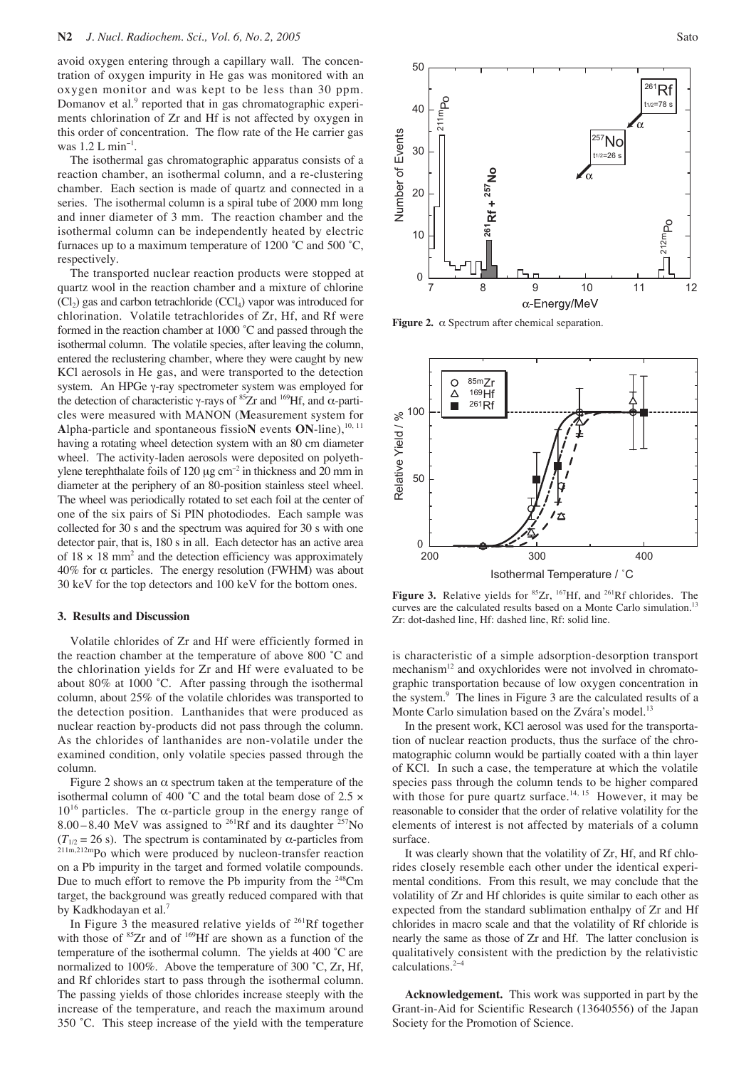avoid oxygen entering through a capillary wall. The concentration of oxygen impurity in He gas was monitored with an oxygen monitor and was kept to be less than 30 ppm. Domanov et al.[9] reported that in gas chromatographic experiments chlorination of Zr and Hf is not affected by oxygen in this order of concentration. The flow rate of the He carrier gas was 1.2 L min$^{-1}$.

The isothermal gas chromatographic apparatus consists of a reaction chamber, an isothermal column, and a re-clustering chamber. Each section is made of quartz and connected in a series. The isothermal column is a spiral tube of 2000 mm long and inner diameter of 3 mm. The reaction chamber and the isothermal column can be independently heated by electric furnaces up to a maximum temperature of 1200 ˚C and 500 ˚C, respectively.

The transported nuclear reaction products were stopped at quartz wool in the reaction chamber and a mixture of chlorine ($Cl_2$) gas and carbon tetrachloride ($CCl_4$) vapor was introduced for chlorination. Volatile tetrachlorides of Zr, Hf, and Rf were formed in the reaction chamber at 1000 ˚C and passed through the isothermal column. The volatile species, after leaving the column, entered the reclustering chamber, where they were caught by new KCl aerosols in He gas, and were transported to the detection system. An HPGe γ-ray spectrometer system was employed for the detection of characteristic γ-rays of $^{85}$Zr and $^{169}$Hf, and α-particles were measured with MANON (**M**easurement system for **A**lpha-particle and spontaneous fissio**N** events **ON**-line),[10, 11] having a rotating wheel detection system with an 80 cm diameter wheel. The activity-laden aerosols were deposited on polyethylene terephthalate foils of 120 μg cm$^{-2}$ in thickness and 20 mm in diameter at the periphery of an 80-position stainless steel wheel. The wheel was periodically rotated to set each foil at the center of one of the six pairs of Si PIN photodiodes. Each sample was collected for 30 s and the spectrum was aquired for 30 s with one detector pair, that is, 180 s in all. Each detector has an active area of 18 × 18 mm$^2$ and the detection efficiency was approximately 40% for α particles. The energy resolution (FWHM) was about 30 keV for the top detectors and 100 keV for the bottom ones.

## 3. Results and Discussion

Volatile chlorides of Zr and Hf were efficiently formed in the reaction chamber at the temperature of above 800 ˚C and the chlorination yields for Zr and Hf were evaluated to be about 80% at 1000 ˚C. After passing through the isothermal column, about 25% of the volatile chlorides was transported to the detection position. Lanthanides that were produced as nuclear reaction by-products did not pass through the column. As the chlorides of lanthanides are non-volatile under the examined condition, only volatile species passed through the column.

Figure 2 shows an α spectrum taken at the temperature of the isothermal column of 400 ˚C and the total beam dose of 2.5 × 10$^{16}$ particles. The α-particle group in the energy range of 8.00 – 8.40 MeV was assigned to $^{261}$Rf and its daughter $^{257}$No ($T_{1/2}$ = 26 s). The spectrum is contaminated by α-particles from $^{211m,212m}$Po which were produced by nucleon-transfer reaction on a Pb impurity in the target and formed volatile compounds. Due to much effort to remove the Pb impurity from the $^{248}$Cm target, the background was greatly reduced compared with that by Kadkhodayan et al.[7]

In Figure 3 the measured relative yields of $^{261}$Rf together with those of $^{85}$Zr and of $^{169}$Hf are shown as a function of the temperature of the isothermal column. The yields at 400 ˚C are normalized to 100%. Above the temperature of 300 ˚C, Zr, Hf, and Rf chlorides start to pass through the isothermal column. The passing yields of those chlorides increase steeply with the increase of the temperature, and reach the maximum around 350 ˚C. This steep increase of the yield with the temperature is characteristic of a simple adsorption-desorption transport mechanism[12] and oxychlorides were not involved in chromatographic transportation because of low oxygen concentration in the system.[9] The lines in Figure 3 are the calculated results of a Monte Carlo simulation based on the Zvára's model.[13]

**Figure 2.** α Spectrum after chemical separation.

**Figure 3.** Relative yields for $^{85}$Zr, $^{167}$Hf, and $^{261}$Rf chlorides. The curves are the calculated results based on a Monte Carlo simulation.[13] Zr: dot-dashed line, Hf: dashed line, Rf: solid line.

In the present work, KCl aerosol was used for the transportation of nuclear reaction products, thus the surface of the chromatographic column would be partially coated with a thin layer of KCl. In such a case, the temperature at which the volatile species pass through the column tends to be higher compared with those for pure quartz surface.[14, 15] However, it may be reasonable to consider that the order of relative volatility for the elements of interest is not affected by materials of a column surface.

It was clearly shown that the volatility of Zr, Hf, and Rf chlorides closely resemble each other under the identical experimental conditions. From this result, we may conclude that the volatility of Zr and Hf chlorides is quite similar to each other as expected from the standard sublimation enthalpy of Zr and Hf chlorides in macro scale and that the volatility of Rf chloride is nearly the same as those of Zr and Hf. The latter conclusion is qualitatively consistent with the prediction by the relativistic calculations.[2–4]

**Acknowledgement.** This work was supported in part by the Grant-in-Aid for Scientific Research (13640556) of the Japan Society for the Promotion of Science.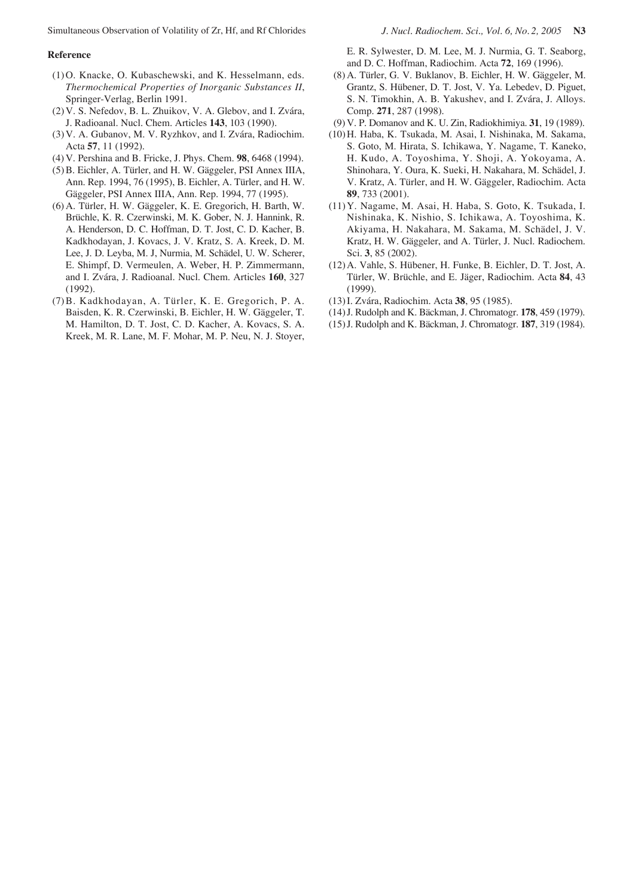### Reference

(1) O. Knacke, O. Kubaschewski, and K. Hesselmann, eds. *Thermochemical Properties of Inorganic Substances II*, Springer-Verlag, Berlin 1991.

(2) V. S. Nefedov, B. L. Zhuikov, V. A. Glebov, and I. Zvára, J. Radioanal. Nucl. Chem. Articles **143**, 103 (1990).

(3) V. A. Gubanov, M. V. Ryzhkov, and I. Zvára, Radiochim. Acta **57**, 11 (1992).

(4) V. Pershina and B. Fricke, J. Phys. Chem. **98**, 6468 (1994).

(5) B. Eichler, A. Türler, and H. W. Gäggeler, PSI Annex IIIA, Ann. Rep. 1994, 76 (1995), B. Eichler, A. Türler, and H. W. Gäggeler, PSI Annex IIIA, Ann. Rep. 1994, 77 (1995).

(6) A. Türler, H. W. Gäggeler, K. E. Gregorich, H. Barth, W. Brüchle, K. R. Czerwinski, M. K. Gober, N. J. Hannink, R. A. Henderson, D. C. Hoffman, D. T. Jost, C. D. Kacher, B. Kadkhodayan, J. Kovacs, J. V. Kratz, S. A. Kreek, D. M. Lee, J. D. Leyba, M. J. Nurmia, M. Schädel, U. W. Scherer, E. Shimpf, D. Vermeulen, A. Weber, H. P. Zimmermann, and I. Zvára, J. Radioanal. Nucl. Chem. Articles **160**, 327 (1992).

(7) B. Kadkhodayan, A. Türler, K. E. Gregorich, P. A. Baisden, K. R. Czerwinski, B. Eichler, H. W. Gäggeler, T. M. Hamilton, D. T. Jost, C. D. Kacher, A. Kovacs, S. A. Kreek, M. R. Lane, M. F. Mohar, M. P. Neu, N. J. Stoyer, E. R. Sylwester, D. M. Lee, M. J. Nurmia, G. T. Seaborg, and D. C. Hoffman, Radiochim. Acta **72**, 169 (1996).

(8) A. Türler, G. V. Buklanov, B. Eichler, H. W. Gäggeler, M. Grantz, S. Hübener, D. T. Jost, V. Ya. Lebedev, D. Piguet, S. N. Timokhin, A. B. Yakushev, and I. Zvára, J. Alloys. Comp. **271**, 287 (1998).

(9) V. P. Domanov and K. U. Zin, Radiokhimiya. **31**, 19 (1989).

(10) H. Haba, K. Tsukada, M. Asai, I. Nishinaka, M. Sakama, S. Goto, M. Hirata, S. Ichikawa, Y. Nagame, T. Kaneko, H. Kudo, A. Toyoshima, Y. Shoji, A. Yokoyama, A. Shinohara, Y. Oura, K. Sueki, H. Nakahara, M. Schädel, J. V. Kratz, A. Türler, and H. W. Gäggeler, Radiochim. Acta **89**, 733 (2001).

(11) Y. Nagame, M. Asai, H. Haba, S. Goto, K. Tsukada, I. Nishinaka, K. Nishio, S. Ichikawa, A. Toyoshima, K. Akiyama, H. Nakahara, M. Sakama, M. Schädel, J. V. Kratz, H. W. Gäggeler, and A. Türler, J. Nucl. Radiochem. Sci. **3**, 85 (2002).

(12) A. Vahle, S. Hübener, H. Funke, B. Eichler, D. T. Jost, A. Türler, W. Brüchle, and E. Jäger, Radiochim. Acta **84**, 43 (1999).

(13) I. Zvára, Radiochim. Acta **38**, 95 (1985).

(14) J. Rudolph and K. Bächman, J. Chromatogr. **178**, 459 (1979).

(15) J. Rudolph and K. Bächman, J. Chromatogr. **187**, 319 (1984).